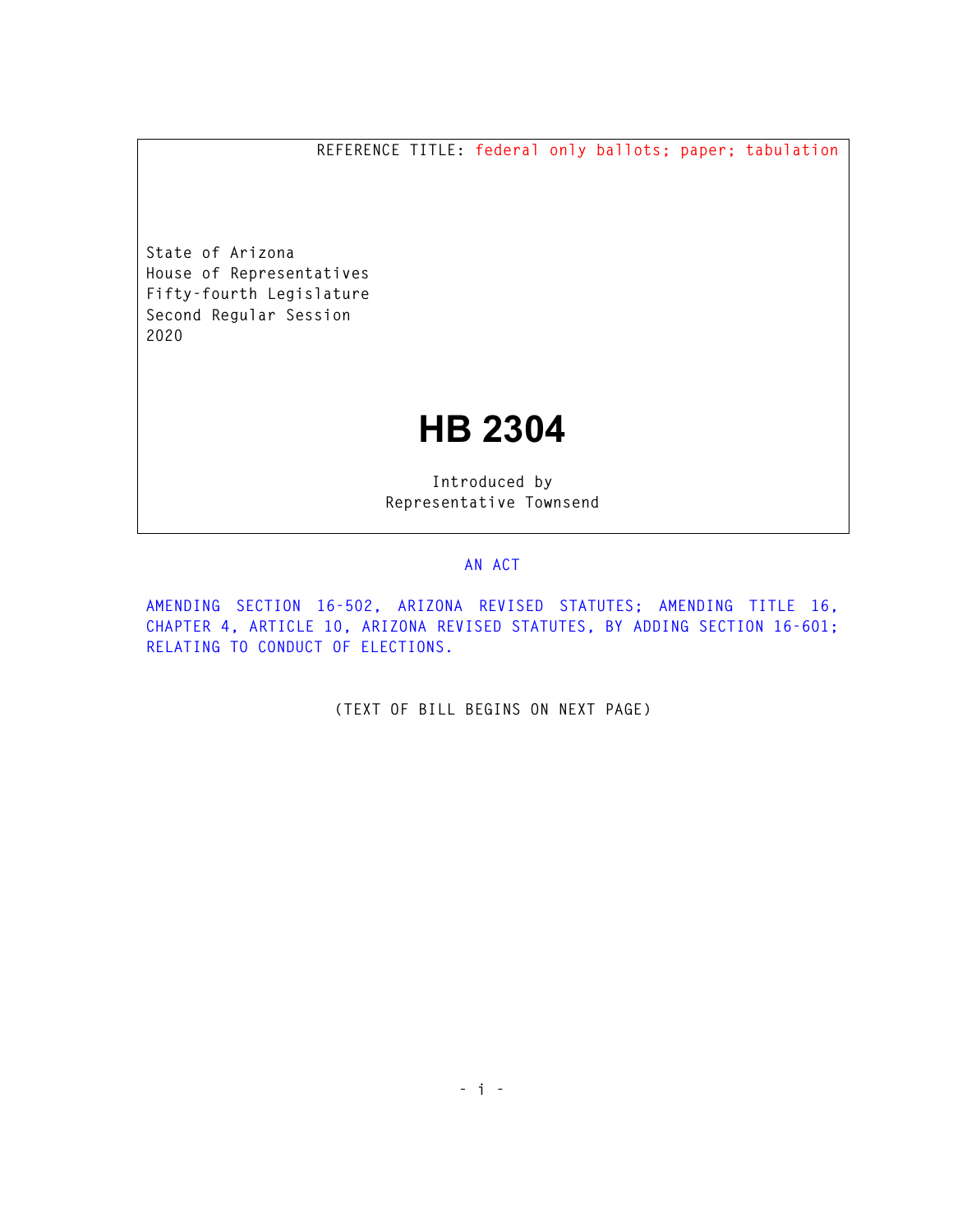REFERENCE TITLE: federal only ballots; paper; tabulation

State of Arizona
House of Representatives
Fifty-fourth Legislature
Second Regular Session
2020

# HB 2304

Introduced by
Representative Townsend

AN ACT

AMENDING SECTION 16-502, ARIZONA REVISED STATUTES; AMENDING TITLE 16, CHAPTER 4, ARTICLE 10, ARIZONA REVISED STATUTES, BY ADDING SECTION 16-601; RELATING TO CONDUCT OF ELECTIONS.

(TEXT OF BILL BEGINS ON NEXT PAGE)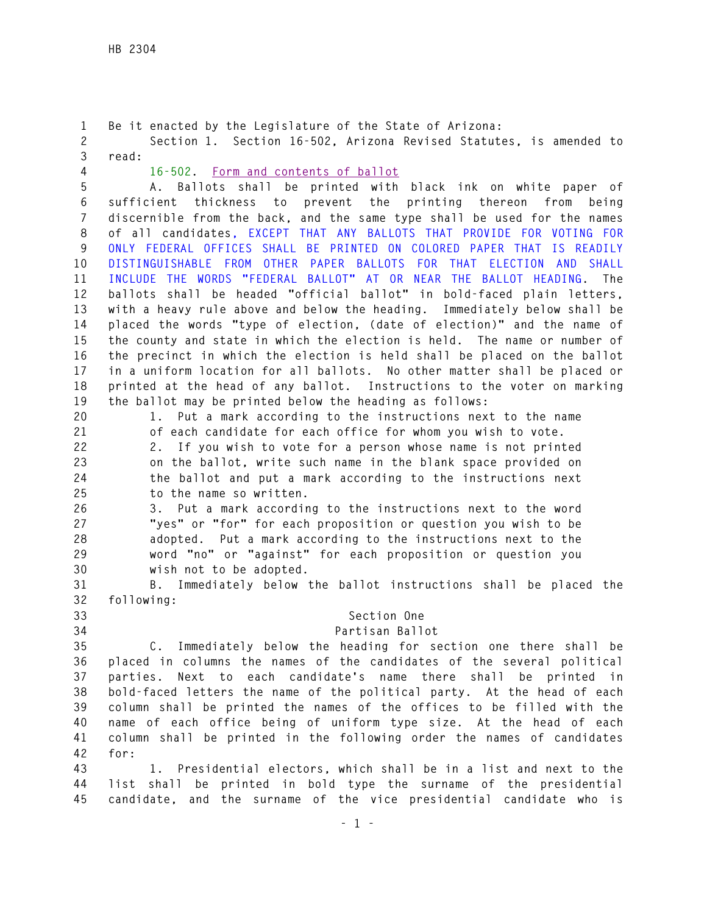Be it enacted by the Legislature of the State of Arizona:

Section 1. Section 16-502, Arizona Revised Statutes, is amended to read:

16-502. Form and contents of ballot

A. Ballots shall be printed with black ink on white paper of sufficient thickness to prevent the printing thereon from being discernible from the back, and the same type shall be used for the names of all candidates, EXCEPT THAT ANY BALLOTS THAT PROVIDE FOR VOTING FOR ONLY FEDERAL OFFICES SHALL BE PRINTED ON COLORED PAPER THAT IS READILY DISTINGUISHABLE FROM OTHER PAPER BALLOTS FOR THAT ELECTION AND SHALL INCLUDE THE WORDS "FEDERAL BALLOT" AT OR NEAR THE BALLOT HEADING. The ballots shall be headed "official ballot" in bold-faced plain letters, with a heavy rule above and below the heading. Immediately below shall be placed the words "type of election, (date of election)" and the name of the county and state in which the election is held. The name or number of the precinct in which the election is held shall be placed on the ballot in a uniform location for all ballots. No other matter shall be placed or printed at the head of any ballot. Instructions to the voter on marking the ballot may be printed below the heading as follows:

1. Put a mark according to the instructions next to the name of each candidate for each office for whom you wish to vote.

2. If you wish to vote for a person whose name is not printed on the ballot, write such name in the blank space provided on the ballot and put a mark according to the instructions next to the name so written.

3. Put a mark according to the instructions next to the word "yes" or "for" for each proposition or question you wish to be adopted. Put a mark according to the instructions next to the word "no" or "against" for each proposition or question you wish not to be adopted.

B. Immediately below the ballot instructions shall be placed the following:

Section One
Partisan Ballot

C. Immediately below the heading for section one there shall be placed in columns the names of the candidates of the several political parties. Next to each candidate's name there shall be printed in bold-faced letters the name of the political party. At the head of each column shall be printed the names of the offices to be filled with the name of each office being of uniform type size. At the head of each column shall be printed in the following order the names of candidates for:

1. Presidential electors, which shall be in a list and next to the list shall be printed in bold type the surname of the presidential candidate, and the surname of the vice presidential candidate who is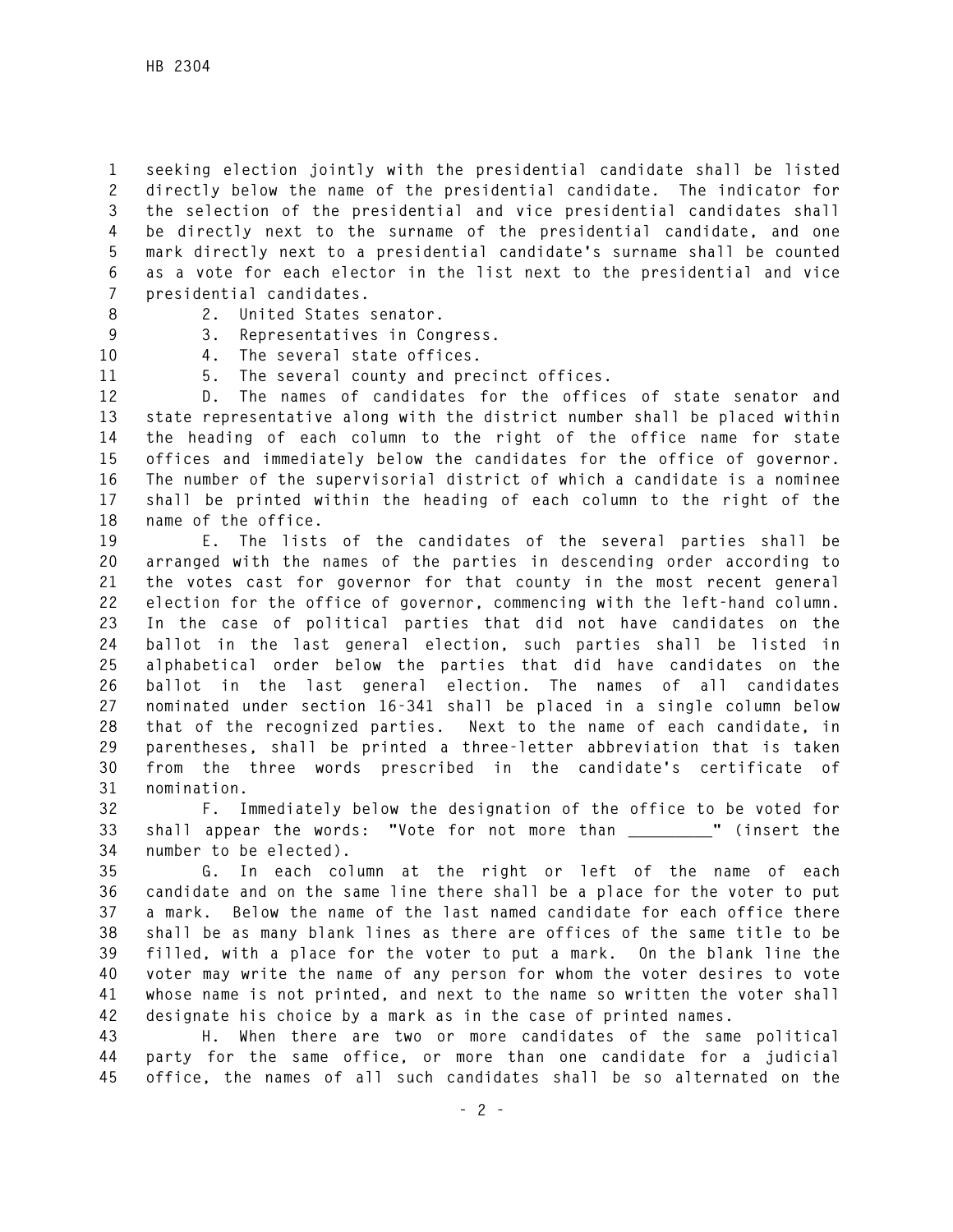seeking election jointly with the presidential candidate shall be listed directly below the name of the presidential candidate. The indicator for the selection of the presidential and vice presidential candidates shall be directly next to the surname of the presidential candidate, and one mark directly next to a presidential candidate's surname shall be counted as a vote for each elector in the list next to the presidential and vice presidential candidates.

2. United States senator.

3. Representatives in Congress.

4. The several state offices.

5. The several county and precinct offices.

D. The names of candidates for the offices of state senator and state representative along with the district number shall be placed within the heading of each column to the right of the office name for state offices and immediately below the candidates for the office of governor. The number of the supervisorial district of which a candidate is a nominee shall be printed within the heading of each column to the right of the name of the office.

E. The lists of the candidates of the several parties shall be arranged with the names of the parties in descending order according to the votes cast for governor for that county in the most recent general election for the office of governor, commencing with the left-hand column. In the case of political parties that did not have candidates on the ballot in the last general election, such parties shall be listed in alphabetical order below the parties that did have candidates on the ballot in the last general election. The names of all candidates nominated under section 16-341 shall be placed in a single column below that of the recognized parties. Next to the name of each candidate, in parentheses, shall be printed a three-letter abbreviation that is taken from the three words prescribed in the candidate's certificate of nomination.

F. Immediately below the designation of the office to be voted for shall appear the words: "Vote for not more than _________" (insert the number to be elected).

G. In each column at the right or left of the name of each candidate and on the same line there shall be a place for the voter to put a mark. Below the name of the last named candidate for each office there shall be as many blank lines as there are offices of the same title to be filled, with a place for the voter to put a mark. On the blank line the voter may write the name of any person for whom the voter desires to vote whose name is not printed, and next to the name so written the voter shall designate his choice by a mark as in the case of printed names.

H. When there are two or more candidates of the same political party for the same office, or more than one candidate for a judicial office, the names of all such candidates shall be so alternated on the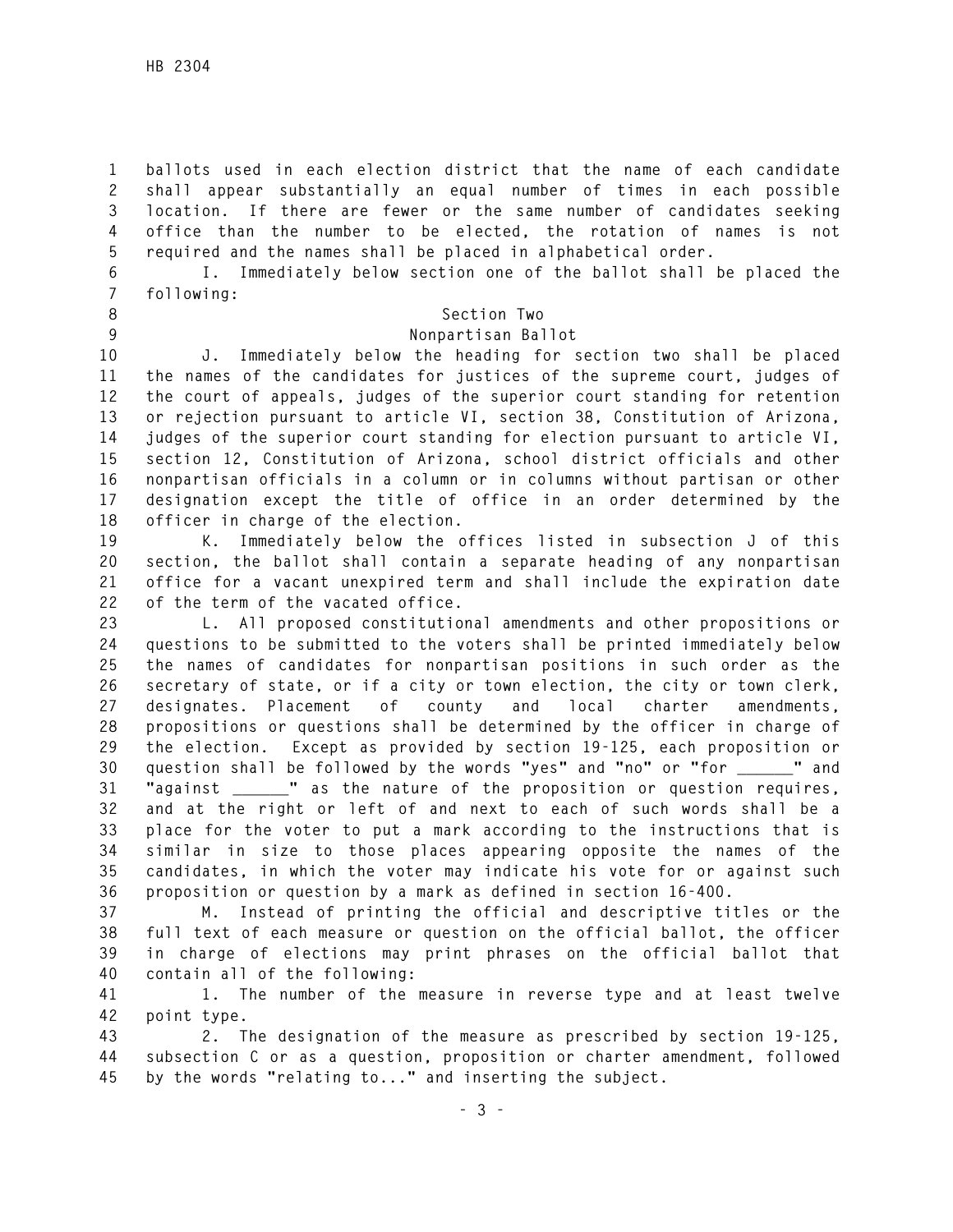ballots used in each election district that the name of each candidate shall appear substantially an equal number of times in each possible location. If there are fewer or the same number of candidates seeking office than the number to be elected, the rotation of names is not required and the names shall be placed in alphabetical order.

I. Immediately below section one of the ballot shall be placed the following:

Section Two
Nonpartisan Ballot

J. Immediately below the heading for section two shall be placed the names of the candidates for justices of the supreme court, judges of the court of appeals, judges of the superior court standing for retention or rejection pursuant to article VI, section 38, Constitution of Arizona, judges of the superior court standing for election pursuant to article VI, section 12, Constitution of Arizona, school district officials and other nonpartisan officials in a column or in columns without partisan or other designation except the title of office in an order determined by the officer in charge of the election.

K. Immediately below the offices listed in subsection J of this section, the ballot shall contain a separate heading of any nonpartisan office for a vacant unexpired term and shall include the expiration date of the term of the vacated office.

L. All proposed constitutional amendments and other propositions or questions to be submitted to the voters shall be printed immediately below the names of candidates for nonpartisan positions in such order as the secretary of state, or if a city or town election, the city or town clerk, designates. Placement of county and local charter amendments, propositions or questions shall be determined by the officer in charge of the election. Except as provided by section 19-125, each proposition or question shall be followed by the words "yes" and "no" or "for ______" and "against ______" as the nature of the proposition or question requires, and at the right or left of and next to each of such words shall be a place for the voter to put a mark according to the instructions that is similar in size to those places appearing opposite the names of the candidates, in which the voter may indicate his vote for or against such proposition or question by a mark as defined in section 16-400.

M. Instead of printing the official and descriptive titles or the full text of each measure or question on the official ballot, the officer in charge of elections may print phrases on the official ballot that contain all of the following:

1. The number of the measure in reverse type and at least twelve point type.

2. The designation of the measure as prescribed by section 19-125, subsection C or as a question, proposition or charter amendment, followed by the words "relating to..." and inserting the subject.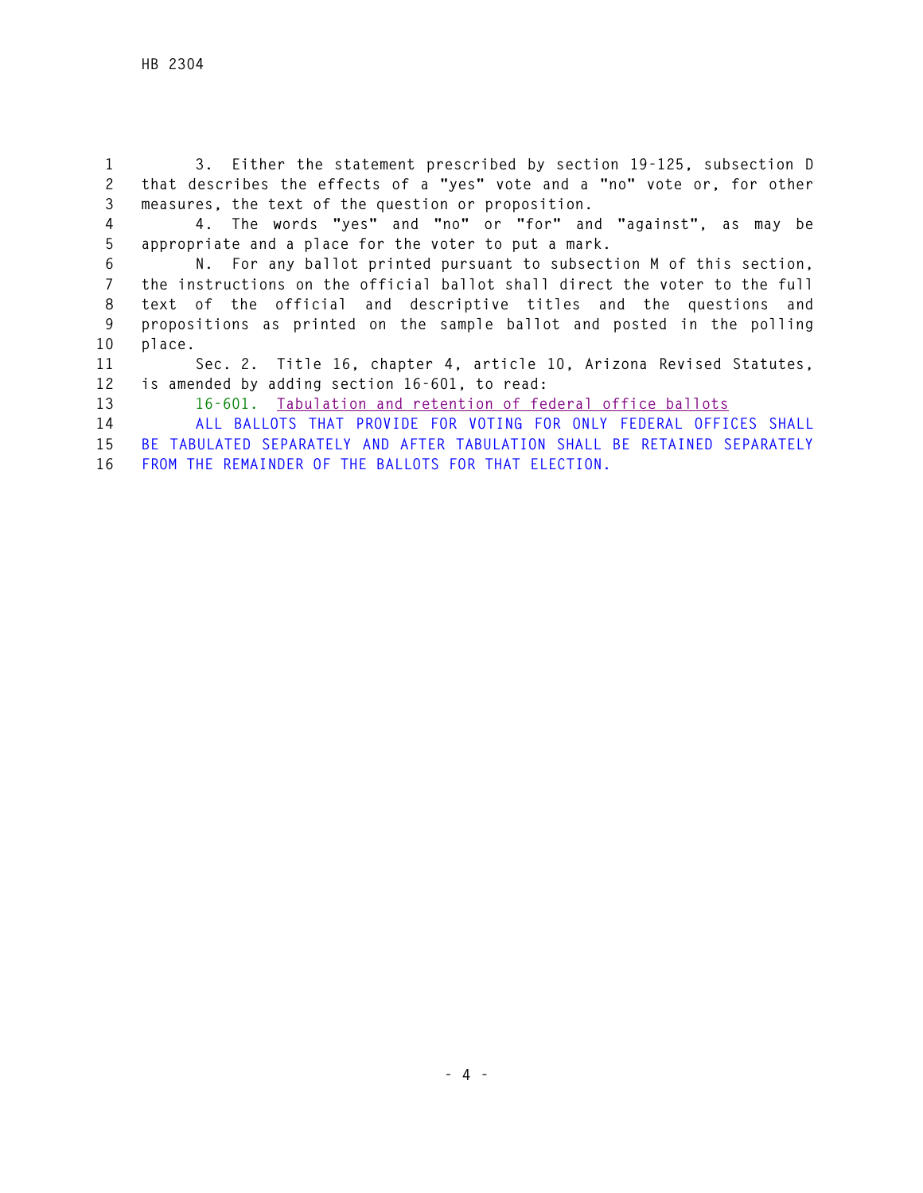3. Either the statement prescribed by section 19-125, subsection D that describes the effects of a "yes" vote and a "no" vote or, for other measures, the text of the question or proposition.

4. The words "yes" and "no" or "for" and "against", as may be appropriate and a place for the voter to put a mark.

N. For any ballot printed pursuant to subsection M of this section, the instructions on the official ballot shall direct the voter to the full text of the official and descriptive titles and the questions and propositions as printed on the sample ballot and posted in the polling place.

Sec. 2. Title 16, chapter 4, article 10, Arizona Revised Statutes, is amended by adding section 16-601, to read:

16-601. Tabulation and retention of federal office ballots

ALL BALLOTS THAT PROVIDE FOR VOTING FOR ONLY FEDERAL OFFICES SHALL BE TABULATED SEPARATELY AND AFTER TABULATION SHALL BE RETAINED SEPARATELY FROM THE REMAINDER OF THE BALLOTS FOR THAT ELECTION.